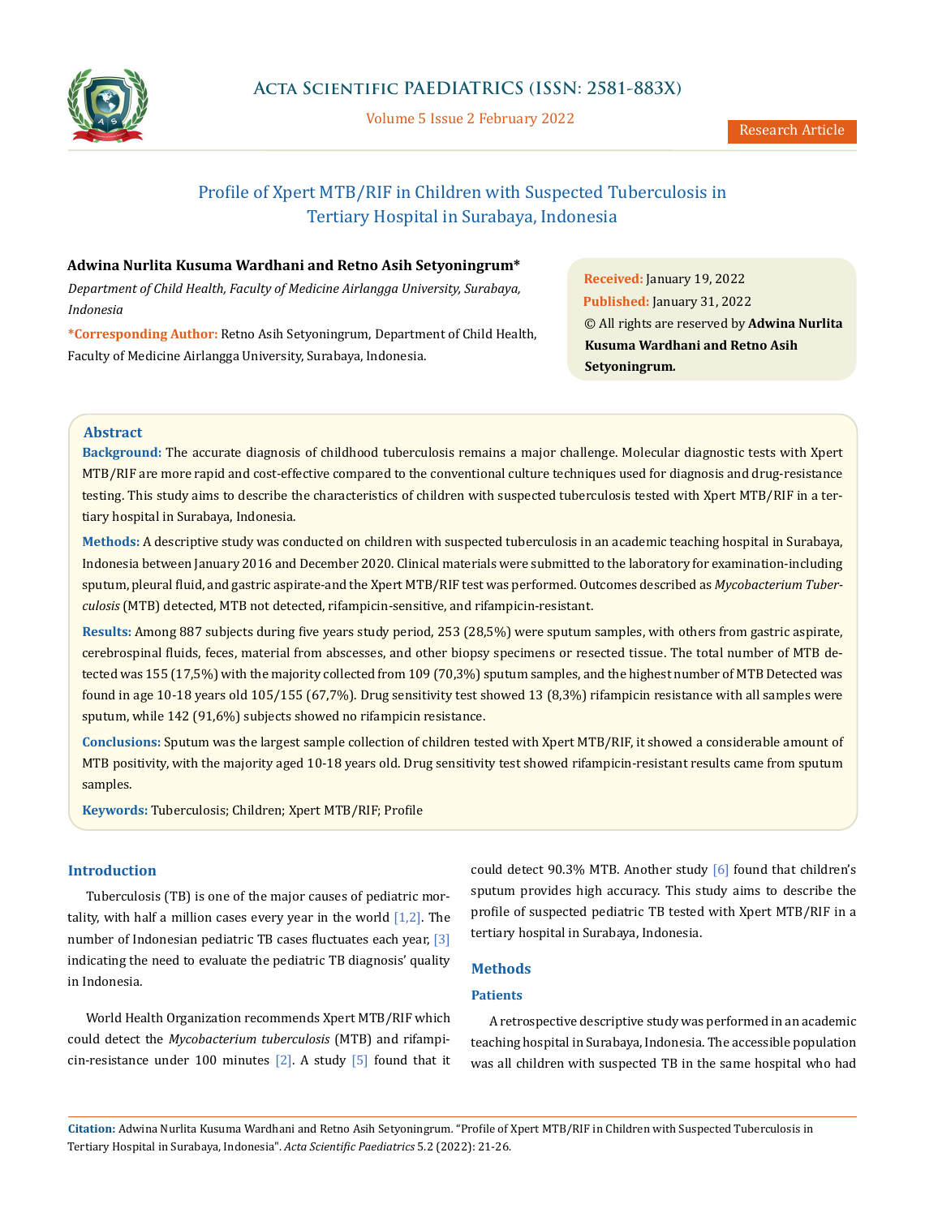# Profile of Xpert MTB/RIF in Children with Suspected Tuberculosis in Tertiary Hospital in Surabaya, Indonesia

**Adwina Nurlita Kusuma Wardhani and Retno Asih Setyoningrum***

*Department of Child Health, Faculty of Medicine Airlangga University, Surabaya, Indonesia*

***Corresponding Author:** Retno Asih Setyoningrum, Department of Child Health, Faculty of Medicine Airlangga University, Surabaya, Indonesia.

**Received:** January 19, 2022
**Published:** January 31, 2022
© All rights are reserved by **Adwina Nurlita Kusuma Wardhani and Retno Asih Setyoningrum.**

## Abstract

**Background:** The accurate diagnosis of childhood tuberculosis remains a major challenge. Molecular diagnostic tests with Xpert MTB/RIF are more rapid and cost-effective compared to the conventional culture techniques used for diagnosis and drug-resistance testing. This study aims to describe the characteristics of children with suspected tuberculosis tested with Xpert MTB/RIF in a tertiary hospital in Surabaya, Indonesia.

**Methods:** A descriptive study was conducted on children with suspected tuberculosis in an academic teaching hospital in Surabaya, Indonesia between January 2016 and December 2020. Clinical materials were submitted to the laboratory for examination-including sputum, pleural fluid, and gastric aspirate-and the Xpert MTB/RIF test was performed. Outcomes described as *Mycobacterium Tuberculosis* (MTB) detected, MTB not detected, rifampicin-sensitive, and rifampicin-resistant.

**Results:** Among 887 subjects during five years study period, 253 (28,5%) were sputum samples, with others from gastric aspirate, cerebrospinal fluids, feces, material from abscesses, and other biopsy specimens or resected tissue. The total number of MTB detected was 155 (17,5%) with the majority collected from 109 (70,3%) sputum samples, and the highest number of MTB Detected was found in age 10-18 years old 105/155 (67,7%). Drug sensitivity test showed 13 (8,3%) rifampicin resistance with all samples were sputum, while 142 (91,6%) subjects showed no rifampicin resistance.

**Conclusions:** Sputum was the largest sample collection of children tested with Xpert MTB/RIF, it showed a considerable amount of MTB positivity, with the majority aged 10-18 years old. Drug sensitivity test showed rifampicin-resistant results came from sputum samples.

**Keywords:** Tuberculosis; Children; Xpert MTB/RIF; Profile

## Introduction

Tuberculosis (TB) is one of the major causes of pediatric mortality, with half a million cases every year in the world [1,2]. The number of Indonesian pediatric TB cases fluctuates each year, [3] indicating the need to evaluate the pediatric TB diagnosis' quality in Indonesia.

World Health Organization recommends Xpert MTB/RIF which could detect the *Mycobacterium tuberculosis* (MTB) and rifampicin-resistance under 100 minutes [2]. A study [5] found that it could detect 90.3% MTB. Another study [6] found that children's sputum provides high accuracy. This study aims to describe the profile of suspected pediatric TB tested with Xpert MTB/RIF in a tertiary hospital in Surabaya, Indonesia.

## Methods

### Patients

A retrospective descriptive study was performed in an academic teaching hospital in Surabaya, Indonesia. The accessible population was all children with suspected TB in the same hospital who had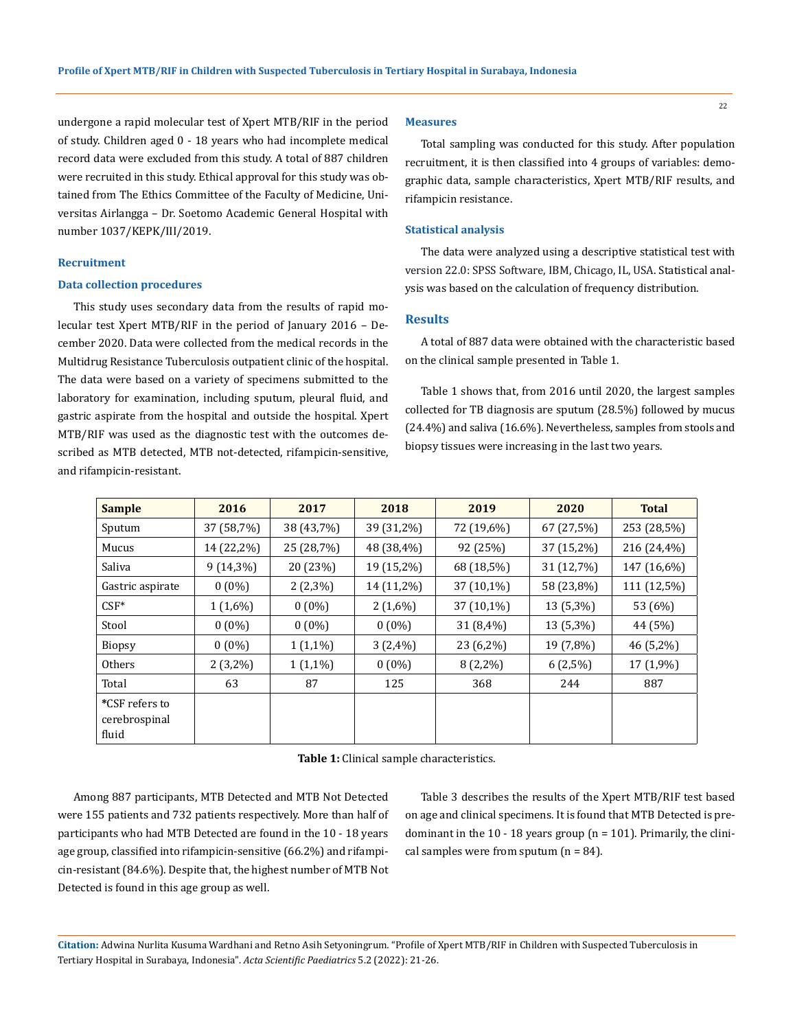undergone a rapid molecular test of Xpert MTB/RIF in the period of study. Children aged 0 - 18 years who had incomplete medical record data were excluded from this study. A total of 887 children were recruited in this study. Ethical approval for this study was obtained from The Ethics Committee of the Faculty of Medicine, Universitas Airlangga – Dr. Soetomo Academic General Hospital with number 1037/KEPK/III/2019.

### Recruitment

### Data collection procedures

This study uses secondary data from the results of rapid molecular test Xpert MTB/RIF in the period of January 2016 – December 2020. Data were collected from the medical records in the Multidrug Resistance Tuberculosis outpatient clinic of the hospital. The data were based on a variety of specimens submitted to the laboratory for examination, including sputum, pleural fluid, and gastric aspirate from the hospital and outside the hospital. Xpert MTB/RIF was used as the diagnostic test with the outcomes described as MTB detected, MTB not-detected, rifampicin-sensitive, and rifampicin-resistant.

### Measures

Total sampling was conducted for this study. After population recruitment, it is then classified into 4 groups of variables: demographic data, sample characteristics, Xpert MTB/RIF results, and rifampicin resistance.

### Statistical analysis

The data were analyzed using a descriptive statistical test with version 22.0: SPSS Software, IBM, Chicago, IL, USA. Statistical analysis was based on the calculation of frequency distribution.

## Results

A total of 887 data were obtained with the characteristic based on the clinical sample presented in Table 1.

Table 1 shows that, from 2016 until 2020, the largest samples collected for TB diagnosis are sputum (28.5%) followed by mucus (24.4%) and saliva (16.6%). Nevertheless, samples from stools and biopsy tissues were increasing in the last two years.

| Sample | 2016 | 2017 | 2018 | 2019 | 2020 | Total |
|---|---|---|---|---|---|---|
| Sputum | 37 (58,7%) | 38 (43,7%) | 39 (31,2%) | 72 (19,6%) | 67 (27,5%) | 253 (28,5%) |
| Mucus | 14 (22,2%) | 25 (28,7%) | 48 (38,4%) | 92 (25%) | 37 (15,2%) | 216 (24,4%) |
| Saliva | 9 (14,3%) | 20 (23%) | 19 (15,2%) | 68 (18,5%) | 31 (12,7%) | 147 (16,6%) |
| Gastric aspirate | 0 (0%) | 2 (2,3%) | 14 (11,2%) | 37 (10,1%) | 58 (23,8%) | 111 (12,5%) |
| CSF* | 1 (1,6%) | 0 (0%) | 2 (1,6%) | 37 (10,1%) | 13 (5,3%) | 53 (6%) |
| Stool | 0 (0%) | 0 (0%) | 0 (0%) | 31 (8,4%) | 13 (5,3%) | 44 (5%) |
| Biopsy | 0 (0%) | 1 (1,1%) | 3 (2,4%) | 23 (6,2%) | 19 (7,8%) | 46 (5,2%) |
| Others | 2 (3,2%) | 1 (1,1%) | 0 (0%) | 8 (2,2%) | 6 (2,5%) | 17 (1,9%) |
| Total | 63 | 87 | 125 | 368 | 244 | 887 |
| *CSF refers to cerebrospinal fluid | | | | | | |

**Table 1:** Clinical sample characteristics.

Among 887 participants, MTB Detected and MTB Not Detected were 155 patients and 732 patients respectively. More than half of participants who had MTB Detected are found in the 10 - 18 years age group, classified into rifampicin-sensitive (66.2%) and rifampicin-resistant (84.6%). Despite that, the highest number of MTB Not Detected is found in this age group as well.

Table 3 describes the results of the Xpert MTB/RIF test based on age and clinical specimens. It is found that MTB Detected is predominant in the 10 - 18 years group (n = 101). Primarily, the clinical samples were from sputum (n = 84).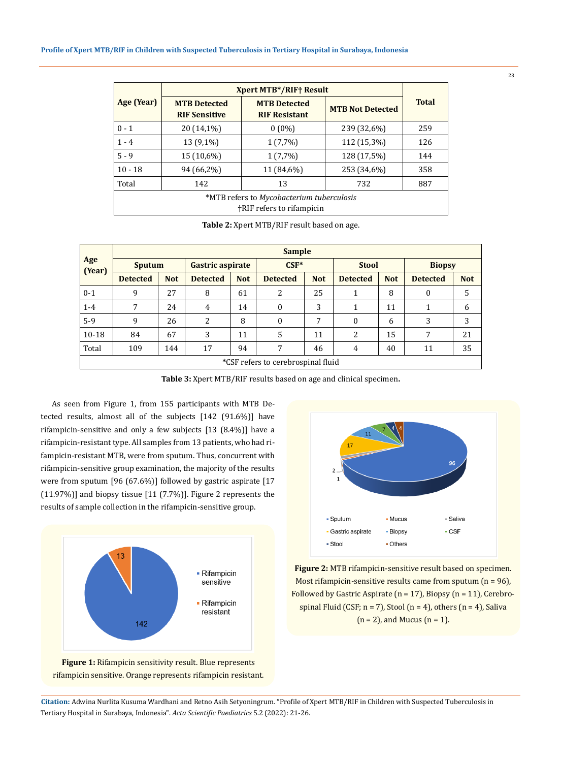| Age (Year) | Xpert MTB*/RIF† Result | | | Total |
|---|---|---|---|---|
| | MTB Detected RIF Sensitive | MTB Detected RIF Resistant | MTB Not Detected | |
| 0 - 1 | 20 (14,1%) | 0 (0%) | 239 (32,6%) | 259 |
| 1 - 4 | 13 (9,1%) | 1 (7,7%) | 112 (15,3%) | 126 |
| 5 - 9 | 15 (10,6%) | 1 (7,7%) | 128 (17,5%) | 144 |
| 10 - 18 | 94 (66,2%) | 11 (84,6%) | 253 (34,6%) | 358 |
| Total | 142 | 13 | 732 | 887 |

*MTB refers to *Mycobacterium tuberculosis*
†RIF refers to rifampicin

**Table 2:** Xpert MTB/RIF result based on age.

| Age (Year) | Sample | | | | | | | | | |
|---|---|---|---|---|---|---|---|---|---|---|
| | Sputum | | Gastric aspirate | | CSF* | | Stool | | Biopsy | |
| | Detected | Not | Detected | Not | Detected | Not | Detected | Not | Detected | Not |
| 0-1 | 9 | 27 | 8 | 61 | 2 | 25 | 1 | 8 | 0 | 5 |
| 1-4 | 7 | 24 | 4 | 14 | 0 | 3 | 1 | 11 | 1 | 6 |
| 5-9 | 9 | 26 | 2 | 8 | 0 | 7 | 0 | 6 | 3 | 3 |
| 10-18 | 84 | 67 | 3 | 11 | 5 | 11 | 2 | 15 | 7 | 21 |
| Total | 109 | 144 | 17 | 94 | 7 | 46 | 4 | 40 | 11 | 35 |

*CSF refers to cerebrospinal fluid

**Table 3:** Xpert MTB/RIF results based on age and clinical specimen**.**

As seen from Figure 1, from 155 participants with MTB Detected results, almost all of the subjects [142 (91.6%)] have rifampicin-sensitive and only a few subjects [13 (8.4%)] have a rifampicin-resistant type. All samples from 13 patients, who had rifampicin-resistant MTB, were from sputum. Thus, concurrent with rifampicin-sensitive group examination, the majority of the results were from sputum [96 (67.6%)] followed by gastric aspirate [17 (11.97%)] and biopsy tissue [11 (7.7%)]. Figure 2 represents the results of sample collection in the rifampicin-sensitive group.

**Figure 1:** Rifampicin sensitivity result. Blue represents rifampicin sensitive. Orange represents rifampicin resistant.

**Figure 2:** MTB rifampicin-sensitive result based on specimen. Most rifampicin-sensitive results came from sputum (n = 96), Followed by Gastric Aspirate (n = 17), Biopsy (n = 11), Cerebrospinal Fluid (CSF; n = 7), Stool (n = 4), others (n = 4), Saliva (n = 2), and Mucus (n = 1).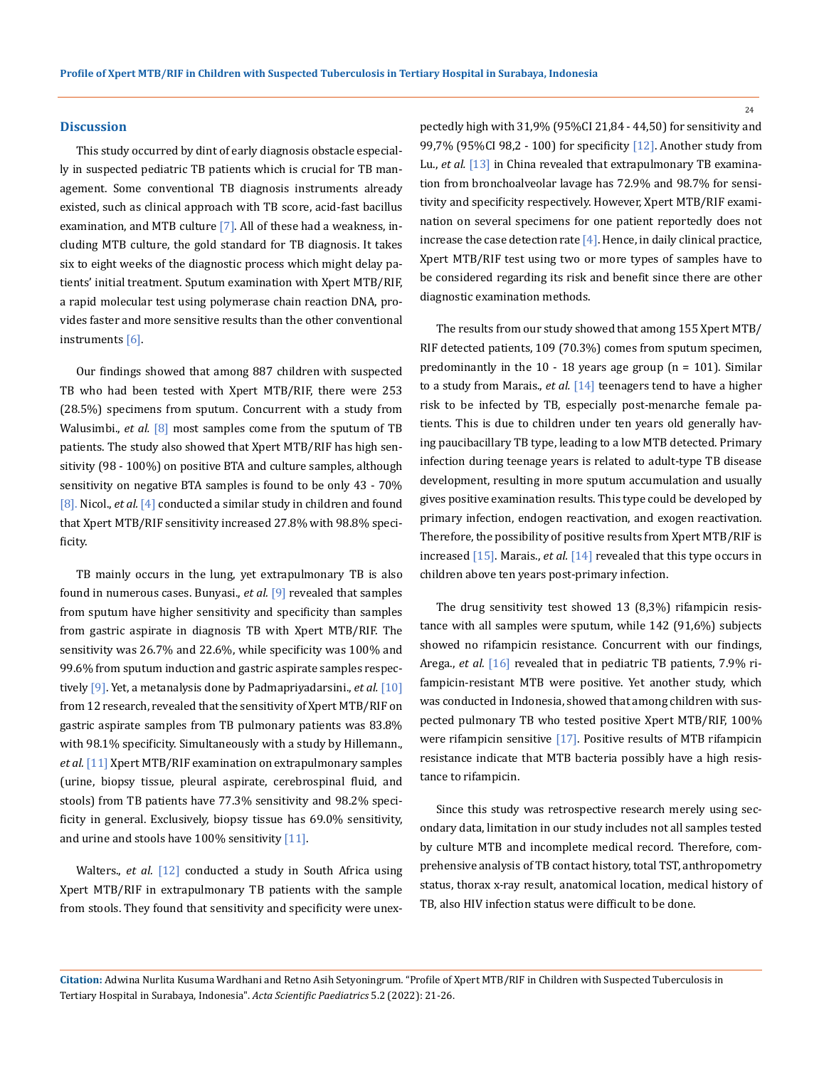## Discussion

This study occurred by dint of early diagnosis obstacle especially in suspected pediatric TB patients which is crucial for TB management. Some conventional TB diagnosis instruments already existed, such as clinical approach with TB score, acid-fast bacillus examination, and MTB culture [7]. All of these had a weakness, including MTB culture, the gold standard for TB diagnosis. It takes six to eight weeks of the diagnostic process which might delay patients' initial treatment. Sputum examination with Xpert MTB/RIF, a rapid molecular test using polymerase chain reaction DNA, provides faster and more sensitive results than the other conventional instruments [6].

Our findings showed that among 887 children with suspected TB who had been tested with Xpert MTB/RIF, there were 253 (28.5%) specimens from sputum. Concurrent with a study from Walusimbi., *et al.* [8] most samples come from the sputum of TB patients. The study also showed that Xpert MTB/RIF has high sensitivity (98 - 100%) on positive BTA and culture samples, although sensitivity on negative BTA samples is found to be only 43 - 70% [8]. Nicol., *et al.* [4] conducted a similar study in children and found that Xpert MTB/RIF sensitivity increased 27.8% with 98.8% specificity.

TB mainly occurs in the lung, yet extrapulmonary TB is also found in numerous cases. Bunyasi., *et al.* [9] revealed that samples from sputum have higher sensitivity and specificity than samples from gastric aspirate in diagnosis TB with Xpert MTB/RIF. The sensitivity was 26.7% and 22.6%, while specificity was 100% and 99.6% from sputum induction and gastric aspirate samples respectively [9]. Yet, a metanalysis done by Padmapriyadarsini., *et al.* [10] from 12 research, revealed that the sensitivity of Xpert MTB/RIF on gastric aspirate samples from TB pulmonary patients was 83.8% with 98.1% specificity. Simultaneously with a study by Hillemann., *et al.* [11] Xpert MTB/RIF examination on extrapulmonary samples (urine, biopsy tissue, pleural aspirate, cerebrospinal fluid, and stools) from TB patients have 77.3% sensitivity and 98.2% specificity in general. Exclusively, biopsy tissue has 69.0% sensitivity, and urine and stools have 100% sensitivity [11].

Walters., *et al.* [12] conducted a study in South Africa using Xpert MTB/RIF in extrapulmonary TB patients with the sample from stools. They found that sensitivity and specificity were unexpectedly high with 31,9% (95%CI 21,84 - 44,50) for sensitivity and 99,7% (95%CI 98,2 - 100) for specificity [12]. Another study from Lu., *et al.* [13] in China revealed that extrapulmonary TB examination from bronchoalveolar lavage has 72.9% and 98.7% for sensitivity and specificity respectively. However, Xpert MTB/RIF examination on several specimens for one patient reportedly does not increase the case detection rate [4]. Hence, in daily clinical practice, Xpert MTB/RIF test using two or more types of samples have to be considered regarding its risk and benefit since there are other diagnostic examination methods.

The results from our study showed that among 155 Xpert MTB/RIF detected patients, 109 (70.3%) comes from sputum specimen, predominantly in the 10 - 18 years age group (n = 101). Similar to a study from Marais., *et al.* [14] teenagers tend to have a higher risk to be infected by TB, especially post-menarche female patients. This is due to children under ten years old generally having paucibacillary TB type, leading to a low MTB detected. Primary infection during teenage years is related to adult-type TB disease development, resulting in more sputum accumulation and usually gives positive examination results. This type could be developed by primary infection, endogen reactivation, and exogen reactivation. Therefore, the possibility of positive results from Xpert MTB/RIF is increased [15]. Marais., *et al.* [14] revealed that this type occurs in children above ten years post-primary infection.

The drug sensitivity test showed 13 (8,3%) rifampicin resistance with all samples were sputum, while 142 (91,6%) subjects showed no rifampicin resistance. Concurrent with our findings, Arega., *et al.* [16] revealed that in pediatric TB patients, 7.9% rifampicin-resistant MTB were positive. Yet another study, which was conducted in Indonesia, showed that among children with suspected pulmonary TB who tested positive Xpert MTB/RIF, 100% were rifampicin sensitive [17]. Positive results of MTB rifampicin resistance indicate that MTB bacteria possibly have a high resistance to rifampicin.

Since this study was retrospective research merely using secondary data, limitation in our study includes not all samples tested by culture MTB and incomplete medical record. Therefore, comprehensive analysis of TB contact history, total TST, anthropometry status, thorax x-ray result, anatomical location, medical history of TB, also HIV infection status were difficult to be done.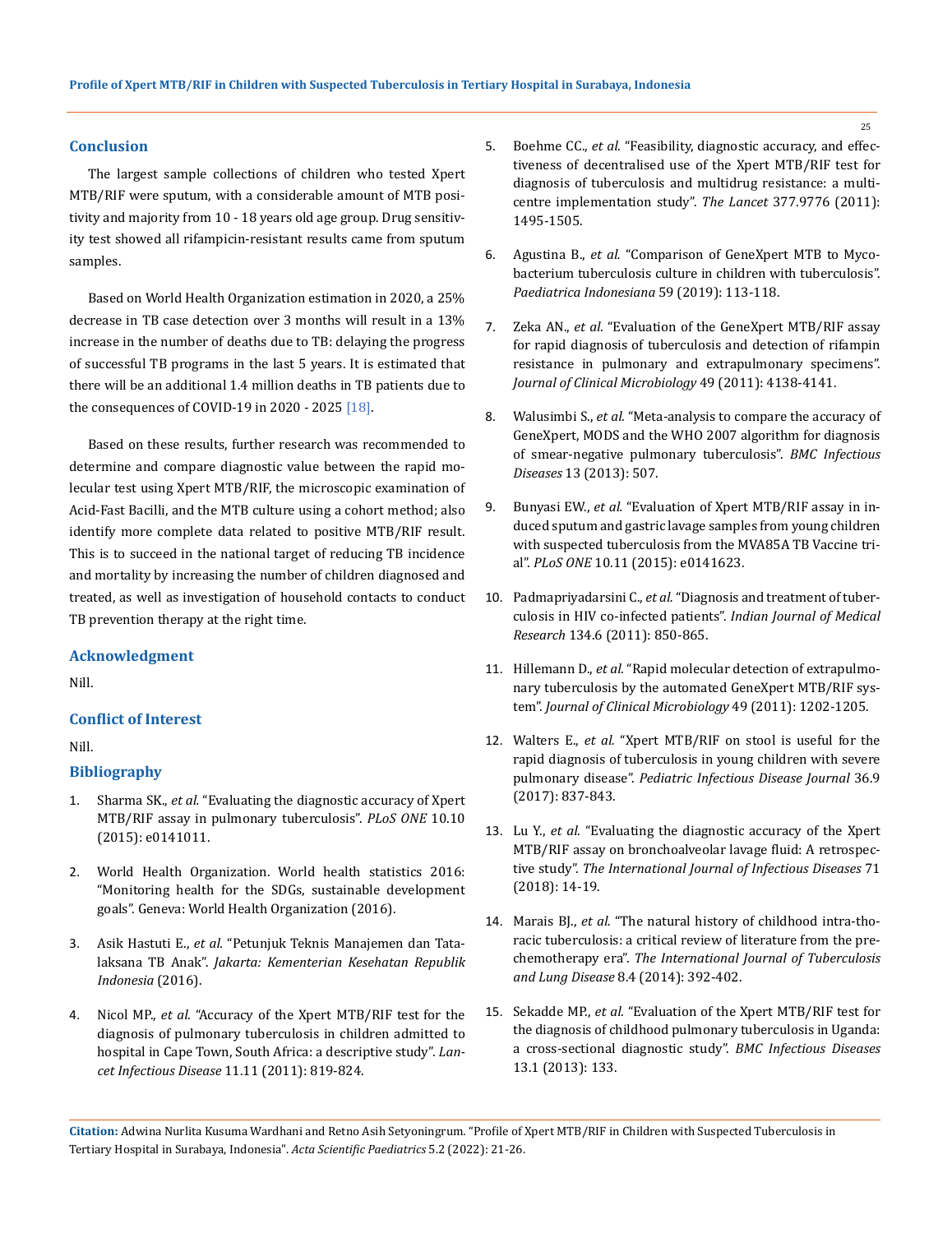## Conclusion

The largest sample collections of children who tested Xpert MTB/RIF were sputum, with a considerable amount of MTB positivity and majority from 10 - 18 years old age group. Drug sensitivity test showed all rifampicin-resistant results came from sputum samples.

Based on World Health Organization estimation in 2020, a 25% decrease in TB case detection over 3 months will result in a 13% increase in the number of deaths due to TB: delaying the progress of successful TB programs in the last 5 years. It is estimated that there will be an additional 1.4 million deaths in TB patients due to the consequences of COVID-19 in 2020 - 2025 [18].

Based on these results, further research was recommended to determine and compare diagnostic value between the rapid molecular test using Xpert MTB/RIF, the microscopic examination of Acid-Fast Bacilli, and the MTB culture using a cohort method; also identify more complete data related to positive MTB/RIF result. This is to succeed in the national target of reducing TB incidence and mortality by increasing the number of children diagnosed and treated, as well as investigation of household contacts to conduct TB prevention therapy at the right time.

## Acknowledgment

Nill.

## Conflict of Interest

Nill.

## Bibliography

1. Sharma SK., *et al.* "Evaluating the diagnostic accuracy of Xpert MTB/RIF assay in pulmonary tuberculosis". *PLoS ONE* 10.10 (2015): e0141011.
2. World Health Organization. World health statistics 2016: "Monitoring health for the SDGs, sustainable development goals". Geneva: World Health Organization (2016).
3. Asik Hastuti E., *et al.* "Petunjuk Teknis Manajemen dan Tatalaksana TB Anak". *Jakarta: Kementerian Kesehatan Republik Indonesia* (2016).
4. Nicol MP., *et al.* "Accuracy of the Xpert MTB/RIF test for the diagnosis of pulmonary tuberculosis in children admitted to hospital in Cape Town, South Africa: a descriptive study". *Lancet Infectious Disease* 11.11 (2011): 819-824.
5. Boehme CC., *et al.* "Feasibility, diagnostic accuracy, and effectiveness of decentralised use of the Xpert MTB/RIF test for diagnosis of tuberculosis and multidrug resistance: a multicentre implementation study". *The Lancet* 377.9776 (2011): 1495-1505.
6. Agustina B., *et al.* "Comparison of GeneXpert MTB to Mycobacterium tuberculosis culture in children with tuberculosis". *Paediatrica Indonesiana* 59 (2019): 113-118.
7. Zeka AN., *et al.* "Evaluation of the GeneXpert MTB/RIF assay for rapid diagnosis of tuberculosis and detection of rifampin resistance in pulmonary and extrapulmonary specimens". *Journal of Clinical Microbiology* 49 (2011): 4138-4141.
8. Walusimbi S., *et al.* "Meta-analysis to compare the accuracy of GeneXpert, MODS and the WHO 2007 algorithm for diagnosis of smear-negative pulmonary tuberculosis". *BMC Infectious Diseases* 13 (2013): 507.
9. Bunyasi EW., *et al.* "Evaluation of Xpert MTB/RIF assay in induced sputum and gastric lavage samples from young children with suspected tuberculosis from the MVA85A TB Vaccine trial". *PLoS ONE* 10.11 (2015): e0141623.
10. Padmapriyadarsini C., *et al.* "Diagnosis and treatment of tuberculosis in HIV co-infected patients". *Indian Journal of Medical Research* 134.6 (2011): 850-865.
11. Hillemann D., *et al.* "Rapid molecular detection of extrapulmonary tuberculosis by the automated GeneXpert MTB/RIF system". *Journal of Clinical Microbiology* 49 (2011): 1202-1205.
12. Walters E., *et al.* "Xpert MTB/RIF on stool is useful for the rapid diagnosis of tuberculosis in young children with severe pulmonary disease". *Pediatric Infectious Disease Journal* 36.9 (2017): 837-843.
13. Lu Y., *et al.* "Evaluating the diagnostic accuracy of the Xpert MTB/RIF assay on bronchoalveolar lavage fluid: A retrospective study". *The International Journal of Infectious Diseases* 71 (2018): 14-19.
14. Marais BJ., *et al.* "The natural history of childhood intra-thoracic tuberculosis: a critical review of literature from the pre-chemotherapy era". *The International Journal of Tuberculosis and Lung Disease* 8.4 (2014): 392-402.
15. Sekadde MP., *et al.* "Evaluation of the Xpert MTB/RIF test for the diagnosis of childhood pulmonary tuberculosis in Uganda: a cross-sectional diagnostic study". *BMC Infectious Diseases* 13.1 (2013): 133.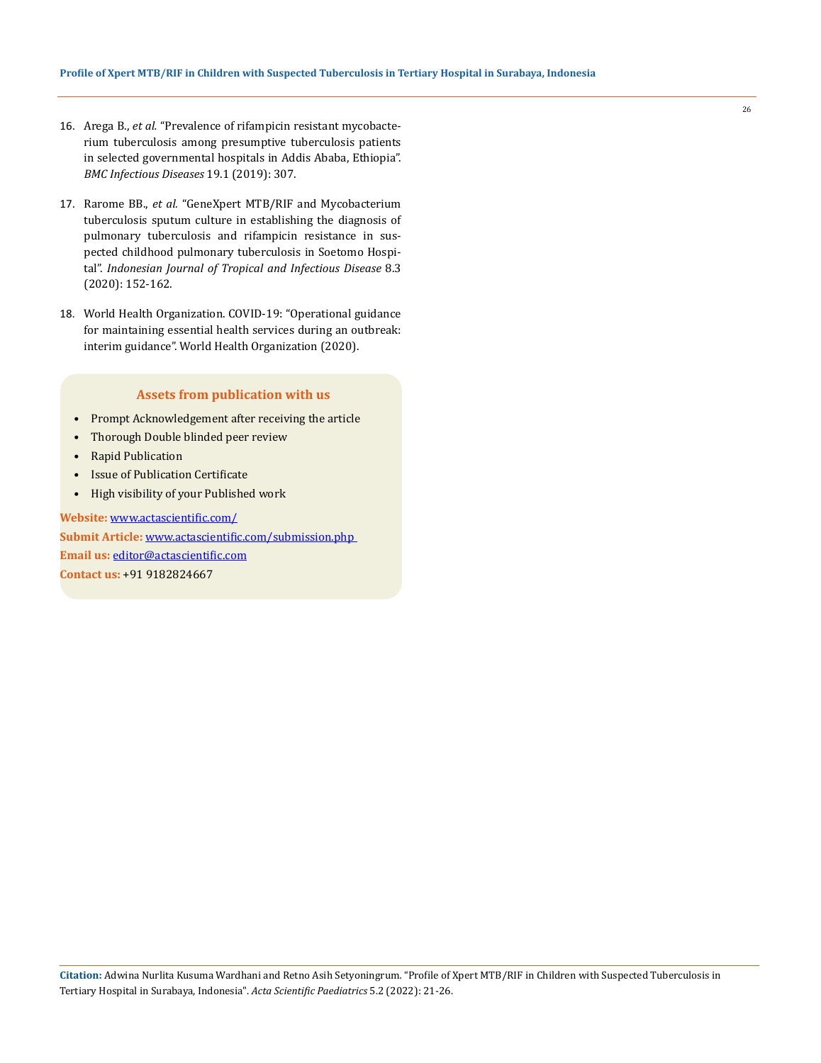16. Arega B., *et al.* "Prevalence of rifampicin resistant mycobacterium tuberculosis among presumptive tuberculosis patients in selected governmental hospitals in Addis Ababa, Ethiopia". *BMC Infectious Diseases* 19.1 (2019): 307.

17. Rarome BB., *et al.* "GeneXpert MTB/RIF and Mycobacterium tuberculosis sputum culture in establishing the diagnosis of pulmonary tuberculosis and rifampicin resistance in suspected childhood pulmonary tuberculosis in Soetomo Hospital". *Indonesian Journal of Tropical and Infectious Disease* 8.3 (2020): 152-162.

18. World Health Organization. COVID-19: "Operational guidance for maintaining essential health services during an outbreak: interim guidance". World Health Organization (2020).

**Assets from publication with us**

- Prompt Acknowledgement after receiving the article
- Thorough Double blinded peer review
- Rapid Publication
- Issue of Publication Certificate
- High visibility of your Published work

**Website:** www.actascientific.com/

**Submit Article:** www.actascientific.com/submission.php

**Email us:** editor@actascientific.com

**Contact us:** +91 9182824667

**Citation:** Adwina Nurlita Kusuma Wardhani and Retno Asih Setyoningrum. "Profile of Xpert MTB/RIF in Children with Suspected Tuberculosis in Tertiary Hospital in Surabaya, Indonesia". *Acta Scientific Paediatrics* 5.2 (2022): 21-26.